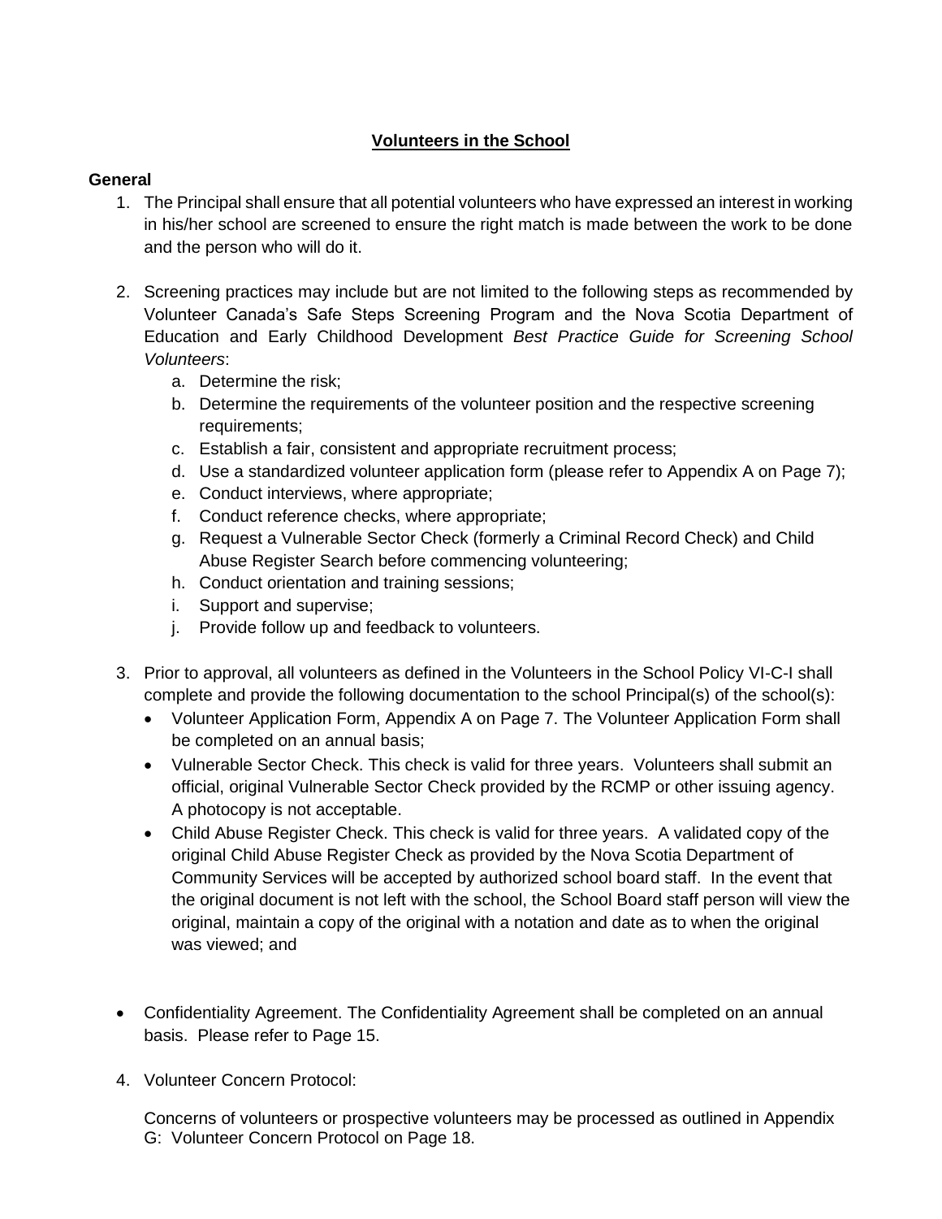# <u>Volunteers in the School</u>

## General

1. The Principal shall ensure that all potential volunteers who have expressed an interest in working in his/her school are screened to ensure the right match is made between the work to be done and the person who will do it.

2. Screening practices may include but are not limited to the following steps as recommended by Volunteer Canada's Safe Steps Screening Program and the Nova Scotia Department of Education and Early Childhood Development *Best Practice Guide for Screening School Volunteers*:
   a. Determine the risk;
   b. Determine the requirements of the volunteer position and the respective screening requirements;
   c. Establish a fair, consistent and appropriate recruitment process;
   d. Use a standardized volunteer application form (please refer to Appendix A on Page 7);
   e. Conduct interviews, where appropriate;
   f. Conduct reference checks, where appropriate;
   g. Request a Vulnerable Sector Check (formerly a Criminal Record Check) and Child Abuse Register Search before commencing volunteering;
   h. Conduct orientation and training sessions;
   i. Support and supervise;
   j. Provide follow up and feedback to volunteers.

3. Prior to approval, all volunteers as defined in the Volunteers in the School Policy VI-C-I shall complete and provide the following documentation to the school Principal(s) of the school(s):
   - Volunteer Application Form, Appendix A on Page 7. The Volunteer Application Form shall be completed on an annual basis;
   - Vulnerable Sector Check. This check is valid for three years. Volunteers shall submit an official, original Vulnerable Sector Check provided by the RCMP or other issuing agency. A photocopy is not acceptable.
   - Child Abuse Register Check. This check is valid for three years. A validated copy of the original Child Abuse Register Check as provided by the Nova Scotia Department of Community Services will be accepted by authorized school board staff. In the event that the original document is not left with the school, the School Board staff person will view the original, maintain a copy of the original with a notation and date as to when the original was viewed; and

- Confidentiality Agreement. The Confidentiality Agreement shall be completed on an annual basis. Please refer to Page 15.

4. Volunteer Concern Protocol:

   Concerns of volunteers or prospective volunteers may be processed as outlined in Appendix G: Volunteer Concern Protocol on Page 18.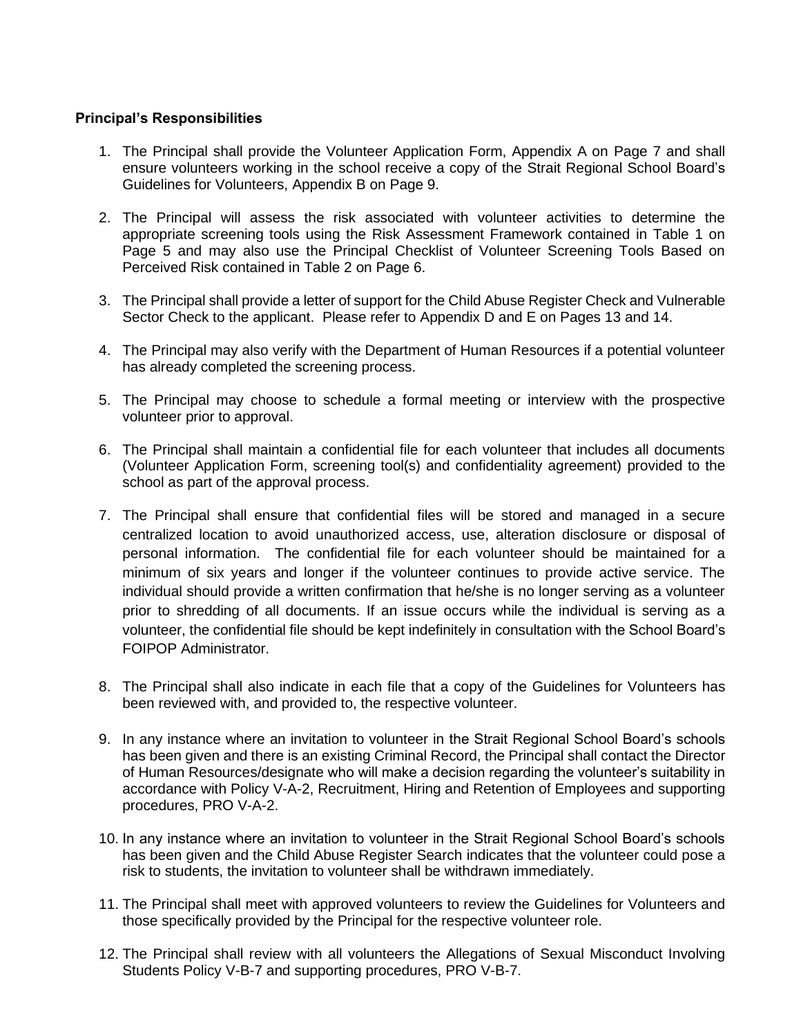**Principal's Responsibilities**

1. The Principal shall provide the Volunteer Application Form, Appendix A on Page 7 and shall ensure volunteers working in the school receive a copy of the Strait Regional School Board's Guidelines for Volunteers, Appendix B on Page 9.

2. The Principal will assess the risk associated with volunteer activities to determine the appropriate screening tools using the Risk Assessment Framework contained in Table 1 on Page 5 and may also use the Principal Checklist of Volunteer Screening Tools Based on Perceived Risk contained in Table 2 on Page 6.

3. The Principal shall provide a letter of support for the Child Abuse Register Check and Vulnerable Sector Check to the applicant. Please refer to Appendix D and E on Pages 13 and 14.

4. The Principal may also verify with the Department of Human Resources if a potential volunteer has already completed the screening process.

5. The Principal may choose to schedule a formal meeting or interview with the prospective volunteer prior to approval.

6. The Principal shall maintain a confidential file for each volunteer that includes all documents (Volunteer Application Form, screening tool(s) and confidentiality agreement) provided to the school as part of the approval process.

7. The Principal shall ensure that confidential files will be stored and managed in a secure centralized location to avoid unauthorized access, use, alteration disclosure or disposal of personal information. The confidential file for each volunteer should be maintained for a minimum of six years and longer if the volunteer continues to provide active service. The individual should provide a written confirmation that he/she is no longer serving as a volunteer prior to shredding of all documents. If an issue occurs while the individual is serving as a volunteer, the confidential file should be kept indefinitely in consultation with the School Board's FOIPOP Administrator.

8. The Principal shall also indicate in each file that a copy of the Guidelines for Volunteers has been reviewed with, and provided to, the respective volunteer.

9. In any instance where an invitation to volunteer in the Strait Regional School Board's schools has been given and there is an existing Criminal Record, the Principal shall contact the Director of Human Resources/designate who will make a decision regarding the volunteer's suitability in accordance with Policy V-A-2, Recruitment, Hiring and Retention of Employees and supporting procedures, PRO V-A-2.

10. In any instance where an invitation to volunteer in the Strait Regional School Board's schools has been given and the Child Abuse Register Search indicates that the volunteer could pose a risk to students, the invitation to volunteer shall be withdrawn immediately.

11. The Principal shall meet with approved volunteers to review the Guidelines for Volunteers and those specifically provided by the Principal for the respective volunteer role.

12. The Principal shall review with all volunteers the Allegations of Sexual Misconduct Involving Students Policy V-B-7 and supporting procedures, PRO V-B-7.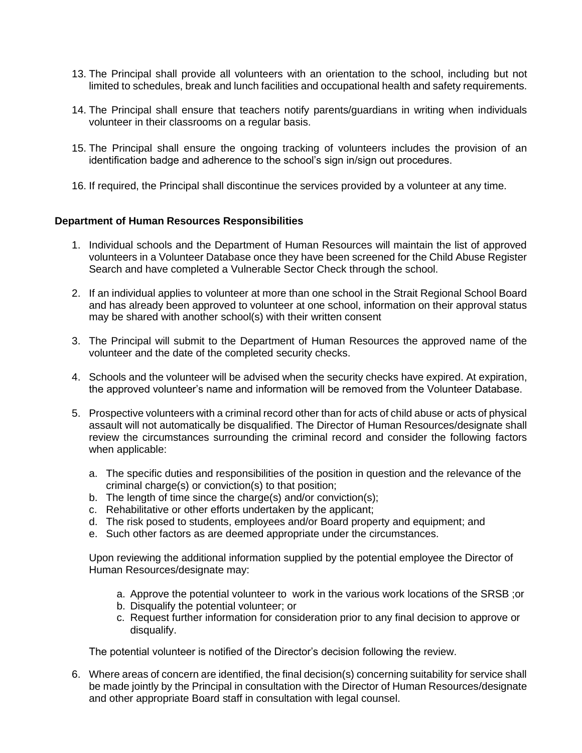13. The Principal shall provide all volunteers with an orientation to the school, including but not limited to schedules, break and lunch facilities and occupational health and safety requirements.

14. The Principal shall ensure that teachers notify parents/guardians in writing when individuals volunteer in their classrooms on a regular basis.

15. The Principal shall ensure the ongoing tracking of volunteers includes the provision of an identification badge and adherence to the school's sign in/sign out procedures.

16. If required, the Principal shall discontinue the services provided by a volunteer at any time.

**Department of Human Resources Responsibilities**

1. Individual schools and the Department of Human Resources will maintain the list of approved volunteers in a Volunteer Database once they have been screened for the Child Abuse Register Search and have completed a Vulnerable Sector Check through the school.

2. If an individual applies to volunteer at more than one school in the Strait Regional School Board and has already been approved to volunteer at one school, information on their approval status may be shared with another school(s) with their written consent

3. The Principal will submit to the Department of Human Resources the approved name of the volunteer and the date of the completed security checks.

4. Schools and the volunteer will be advised when the security checks have expired. At expiration, the approved volunteer's name and information will be removed from the Volunteer Database.

5. Prospective volunteers with a criminal record other than for acts of child abuse or acts of physical assault will not automatically be disqualified. The Director of Human Resources/designate shall review the circumstances surrounding the criminal record and consider the following factors when applicable:

   a. The specific duties and responsibilities of the position in question and the relevance of the criminal charge(s) or conviction(s) to that position;
   b. The length of time since the charge(s) and/or conviction(s);
   c. Rehabilitative or other efforts undertaken by the applicant;
   d. The risk posed to students, employees and/or Board property and equipment; and
   e. Such other factors as are deemed appropriate under the circumstances.

   Upon reviewing the additional information supplied by the potential employee the Director of Human Resources/designate may:

   a. Approve the potential volunteer to work in the various work locations of the SRSB ;or
   b. Disqualify the potential volunteer; or
   c. Request further information for consideration prior to any final decision to approve or disqualify.

   The potential volunteer is notified of the Director's decision following the review.

6. Where areas of concern are identified, the final decision(s) concerning suitability for service shall be made jointly by the Principal in consultation with the Director of Human Resources/designate and other appropriate Board staff in consultation with legal counsel.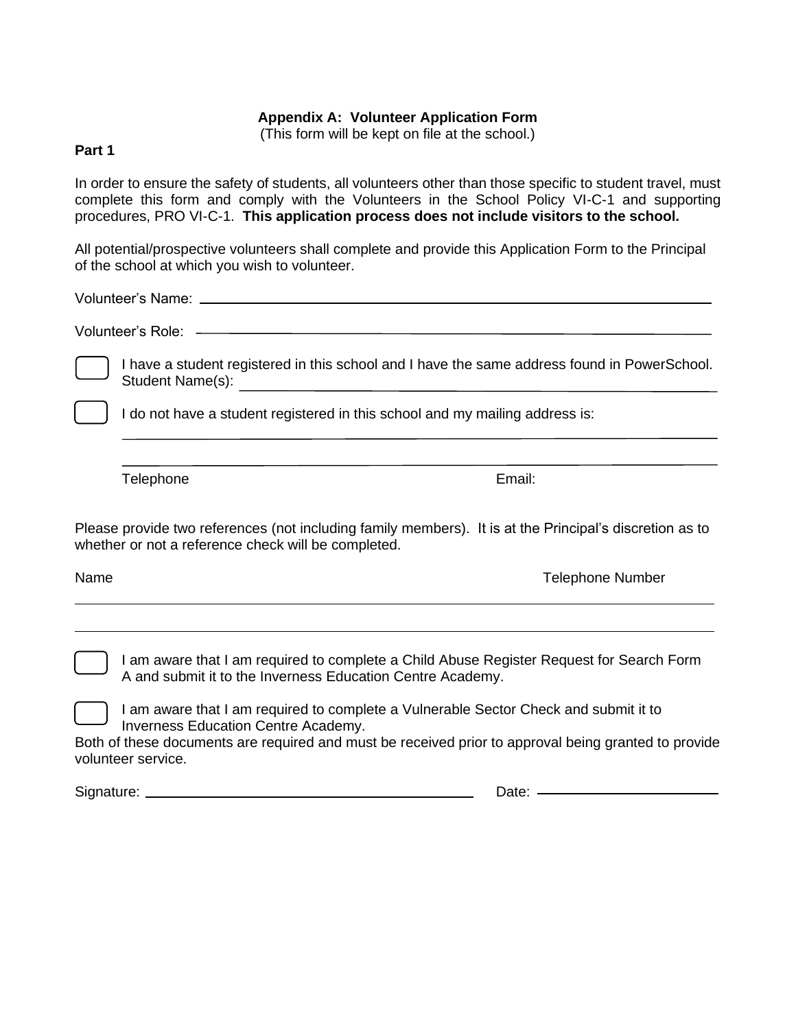## Appendix A: Volunteer Application Form

(This form will be kept on file at the school.)

**Part 1**

In order to ensure the safety of students, all volunteers other than those specific to student travel, must complete this form and comply with the Volunteers in the School Policy VI-C-1 and supporting procedures, PRO VI-C-1. **This application process does not include visitors to the school.**

All potential/prospective volunteers shall complete and provide this Application Form to the Principal of the school at which you wish to volunteer.

Volunteer's Name: ____________________________________________

Volunteer's Role: ____________________________________________

☐ I have a student registered in this school and I have the same address found in PowerSchool.
Student Name(s): ____________________________________________

☐ I do not have a student registered in this school and my mailing address is:

____________________________________________

____________________________________________

Telephone Email:

Please provide two references (not including family members). It is at the Principal's discretion as to whether or not a reference check will be completed.

| Name | Telephone Number |
| --- | --- |
| | |
| | |

☐ I am aware that I am required to complete a Child Abuse Register Request for Search Form A and submit it to the Inverness Education Centre Academy.

☐ I am aware that I am required to complete a Vulnerable Sector Check and submit it to Inverness Education Centre Academy.

Both of these documents are required and must be received prior to approval being granted to provide volunteer service.

Signature: ______________________________ Date: ____________________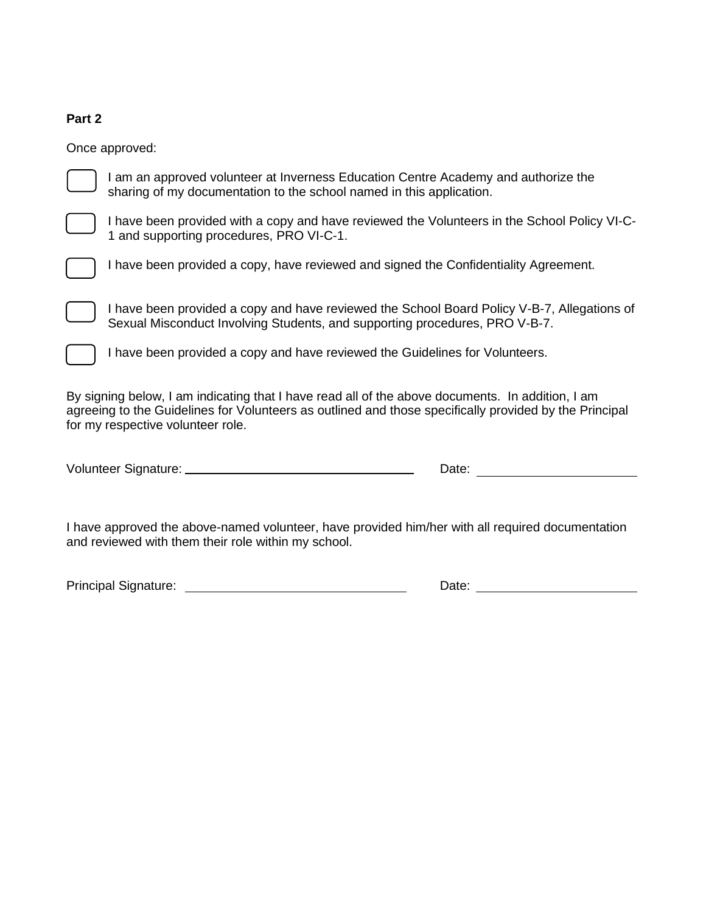**Part 2**

Once approved:

- [ ] I am an approved volunteer at Inverness Education Centre Academy and authorize the sharing of my documentation to the school named in this application.
- [ ] I have been provided with a copy and have reviewed the Volunteers in the School Policy VI-C-1 and supporting procedures, PRO VI-C-1.
- [ ] I have been provided a copy, have reviewed and signed the Confidentiality Agreement.
- [ ] I have been provided a copy and have reviewed the School Board Policy V-B-7, Allegations of Sexual Misconduct Involving Students, and supporting procedures, PRO V-B-7.
- [ ] I have been provided a copy and have reviewed the Guidelines for Volunteers.

By signing below, I am indicating that I have read all of the above documents. In addition, I am agreeing to the Guidelines for Volunteers as outlined and those specifically provided by the Principal for my respective volunteer role.

Volunteer Signature: ______________________________ Date: ____________________

I have approved the above-named volunteer, have provided him/her with all required documentation and reviewed with them their role within my school.

Principal Signature: ______________________________ Date: ____________________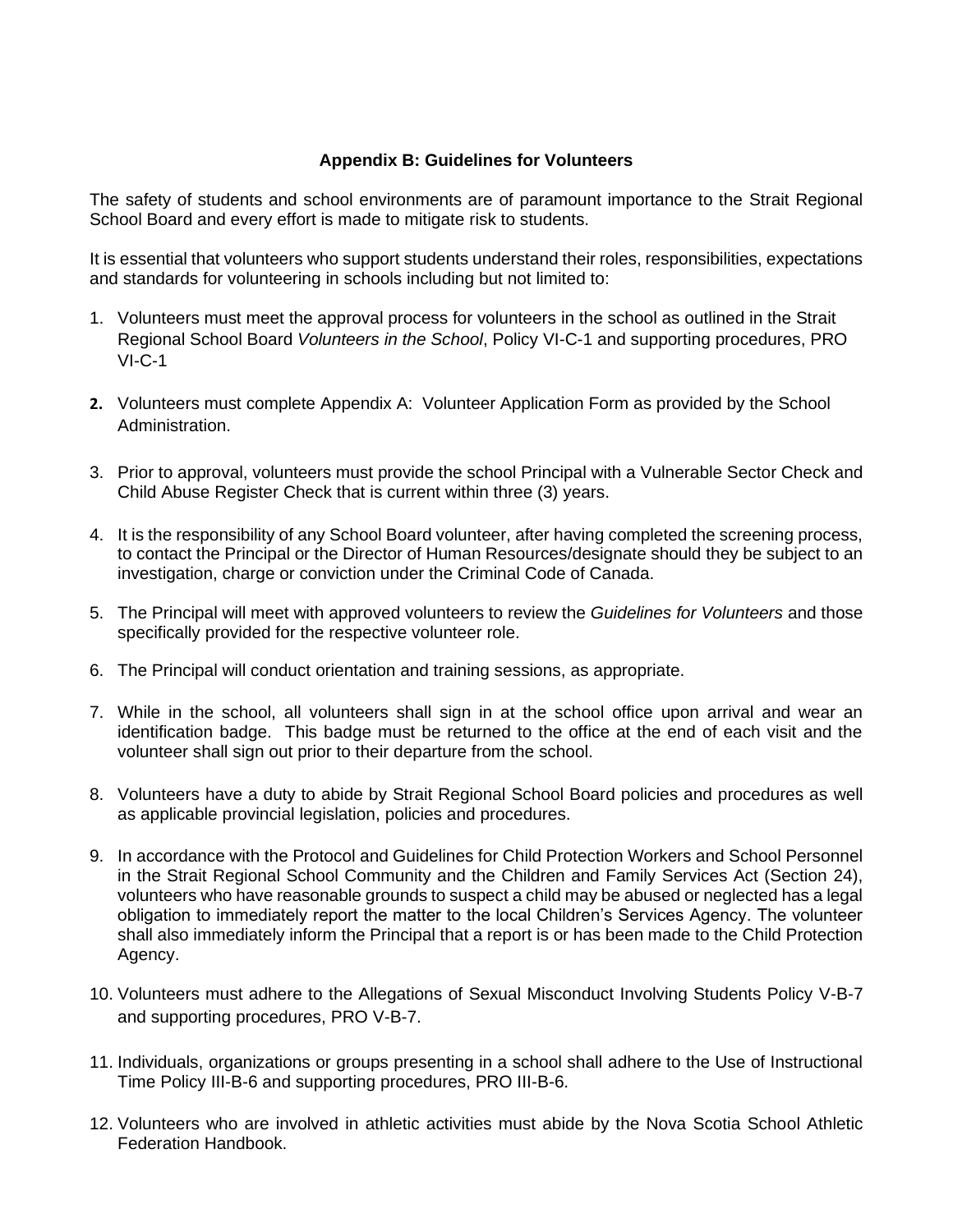## Appendix B: Guidelines for Volunteers

The safety of students and school environments are of paramount importance to the Strait Regional School Board and every effort is made to mitigate risk to students.

It is essential that volunteers who support students understand their roles, responsibilities, expectations and standards for volunteering in schools including but not limited to:

1. Volunteers must meet the approval process for volunteers in the school as outlined in the Strait Regional School Board *Volunteers in the School*, Policy VI-C-1 and supporting procedures, PRO VI-C-1
2. Volunteers must complete Appendix A: Volunteer Application Form as provided by the School Administration.
3. Prior to approval, volunteers must provide the school Principal with a Vulnerable Sector Check and Child Abuse Register Check that is current within three (3) years.
4. It is the responsibility of any School Board volunteer, after having completed the screening process, to contact the Principal or the Director of Human Resources/designate should they be subject to an investigation, charge or conviction under the Criminal Code of Canada.
5. The Principal will meet with approved volunteers to review the *Guidelines for Volunteers* and those specifically provided for the respective volunteer role.
6. The Principal will conduct orientation and training sessions, as appropriate.
7. While in the school, all volunteers shall sign in at the school office upon arrival and wear an identification badge. This badge must be returned to the office at the end of each visit and the volunteer shall sign out prior to their departure from the school.
8. Volunteers have a duty to abide by Strait Regional School Board policies and procedures as well as applicable provincial legislation, policies and procedures.
9. In accordance with the Protocol and Guidelines for Child Protection Workers and School Personnel in the Strait Regional School Community and the Children and Family Services Act (Section 24), volunteers who have reasonable grounds to suspect a child may be abused or neglected has a legal obligation to immediately report the matter to the local Children's Services Agency. The volunteer shall also immediately inform the Principal that a report is or has been made to the Child Protection Agency.
10. Volunteers must adhere to the Allegations of Sexual Misconduct Involving Students Policy V-B-7 and supporting procedures, PRO V-B-7.
11. Individuals, organizations or groups presenting in a school shall adhere to the Use of Instructional Time Policy III-B-6 and supporting procedures, PRO III-B-6.
12. Volunteers who are involved in athletic activities must abide by the Nova Scotia School Athletic Federation Handbook.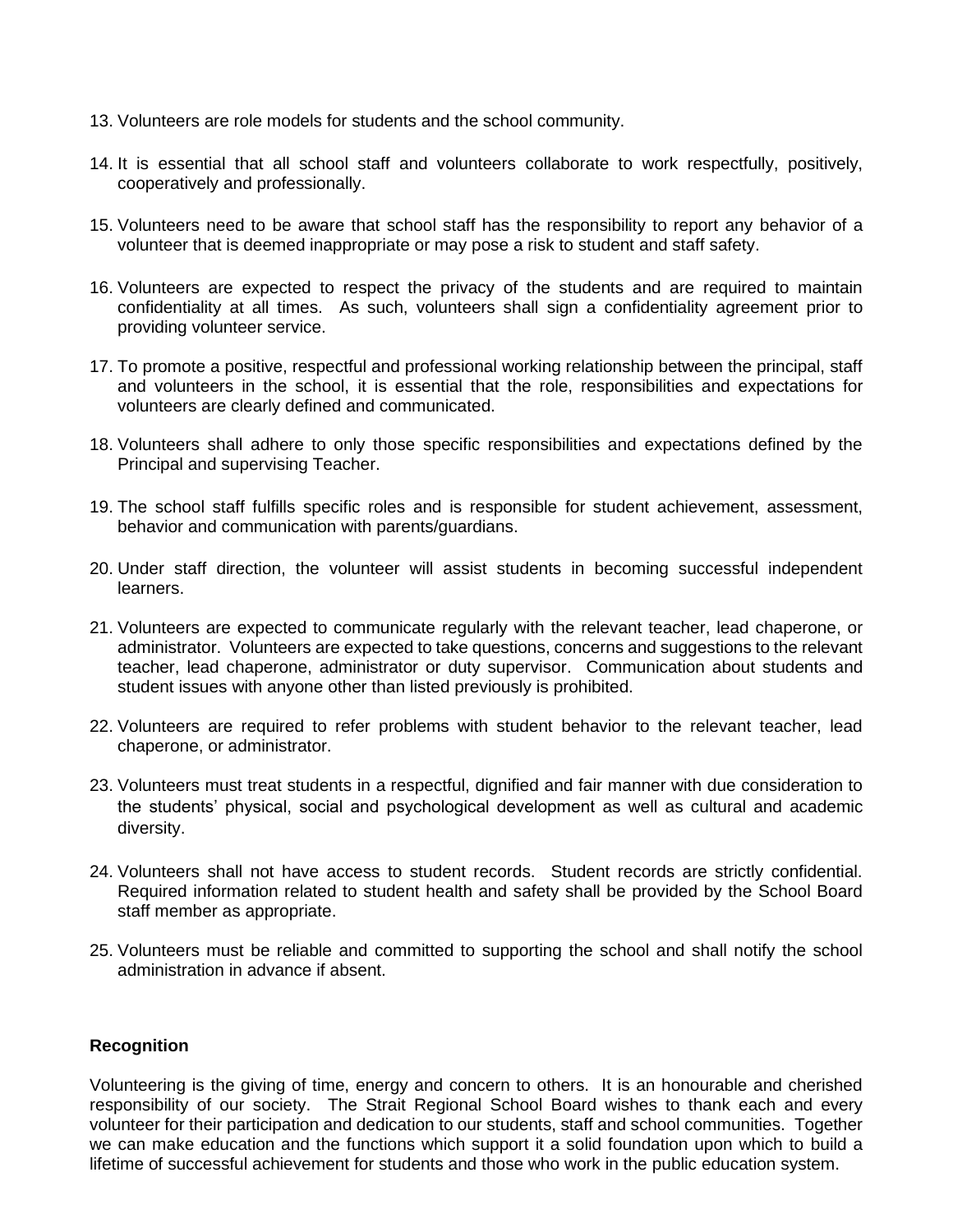13. Volunteers are role models for students and the school community.

14. It is essential that all school staff and volunteers collaborate to work respectfully, positively, cooperatively and professionally.

15. Volunteers need to be aware that school staff has the responsibility to report any behavior of a volunteer that is deemed inappropriate or may pose a risk to student and staff safety.

16. Volunteers are expected to respect the privacy of the students and are required to maintain confidentiality at all times. As such, volunteers shall sign a confidentiality agreement prior to providing volunteer service.

17. To promote a positive, respectful and professional working relationship between the principal, staff and volunteers in the school, it is essential that the role, responsibilities and expectations for volunteers are clearly defined and communicated.

18. Volunteers shall adhere to only those specific responsibilities and expectations defined by the Principal and supervising Teacher.

19. The school staff fulfills specific roles and is responsible for student achievement, assessment, behavior and communication with parents/guardians.

20. Under staff direction, the volunteer will assist students in becoming successful independent learners.

21. Volunteers are expected to communicate regularly with the relevant teacher, lead chaperone, or administrator. Volunteers are expected to take questions, concerns and suggestions to the relevant teacher, lead chaperone, administrator or duty supervisor. Communication about students and student issues with anyone other than listed previously is prohibited.

22. Volunteers are required to refer problems with student behavior to the relevant teacher, lead chaperone, or administrator.

23. Volunteers must treat students in a respectful, dignified and fair manner with due consideration to the students' physical, social and psychological development as well as cultural and academic diversity.

24. Volunteers shall not have access to student records. Student records are strictly confidential. Required information related to student health and safety shall be provided by the School Board staff member as appropriate.

25. Volunteers must be reliable and committed to supporting the school and shall notify the school administration in advance if absent.

**Recognition**

Volunteering is the giving of time, energy and concern to others. It is an honourable and cherished responsibility of our society. The Strait Regional School Board wishes to thank each and every volunteer for their participation and dedication to our students, staff and school communities. Together we can make education and the functions which support it a solid foundation upon which to build a lifetime of successful achievement for students and those who work in the public education system.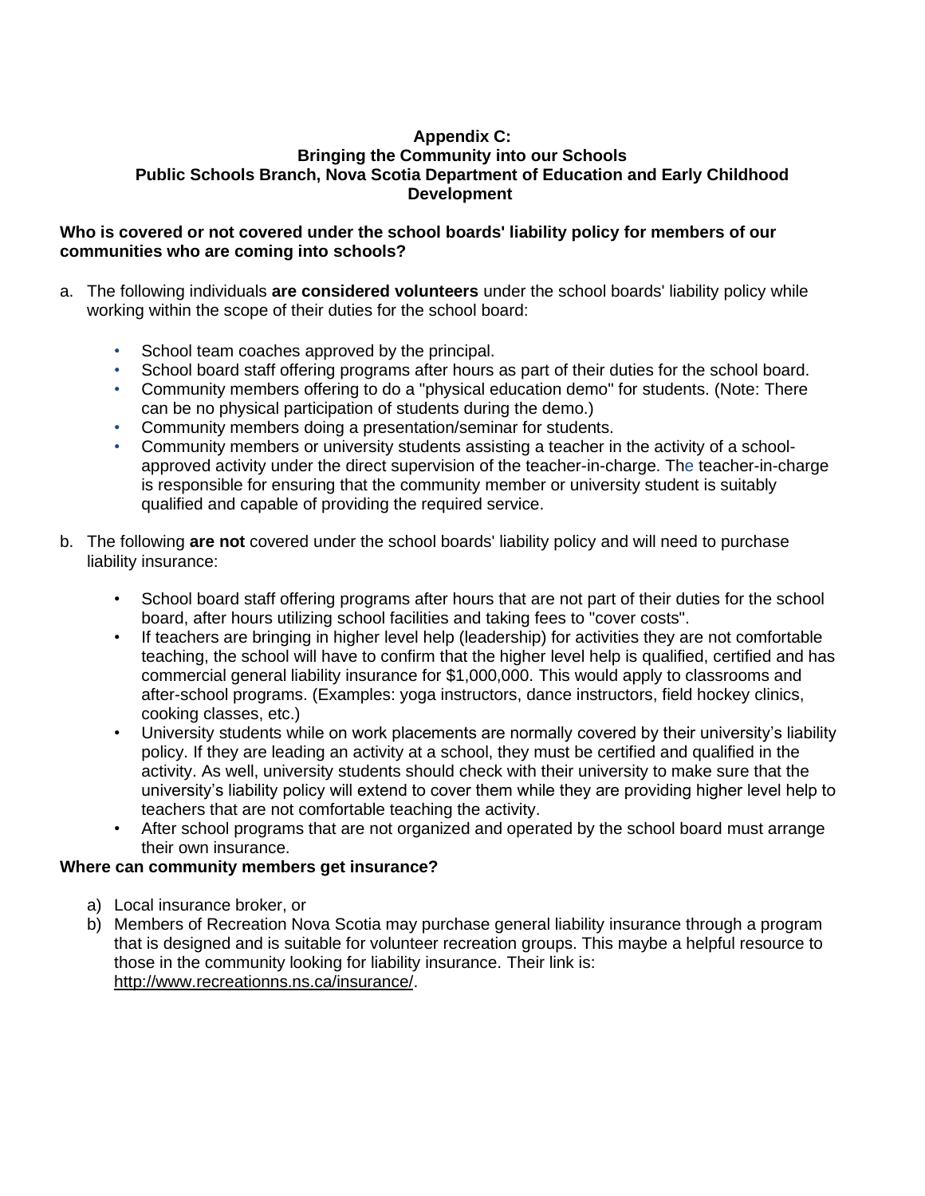**Appendix C:**
**Bringing the Community into our Schools**
**Public Schools Branch, Nova Scotia Department of Education and Early Childhood Development**

**Who is covered or not covered under the school boards' liability policy for members of our communities who are coming into schools?**

a. The following individuals **are considered volunteers** under the school boards' liability policy while working within the scope of their duties for the school board:

- School team coaches approved by the principal.
- School board staff offering programs after hours as part of their duties for the school board.
- Community members offering to do a "physical education demo" for students. (Note: There can be no physical participation of students during the demo.)
- Community members doing a presentation/seminar for students.
- Community members or university students assisting a teacher in the activity of a school-approved activity under the direct supervision of the teacher-in-charge. The teacher-in-charge is responsible for ensuring that the community member or university student is suitably qualified and capable of providing the required service.

b. The following **are not** covered under the school boards' liability policy and will need to purchase liability insurance:

- School board staff offering programs after hours that are not part of their duties for the school board, after hours utilizing school facilities and taking fees to "cover costs".
- If teachers are bringing in higher level help (leadership) for activities they are not comfortable teaching, the school will have to confirm that the higher level help is qualified, certified and has commercial general liability insurance for $1,000,000. This would apply to classrooms and after-school programs. (Examples: yoga instructors, dance instructors, field hockey clinics, cooking classes, etc.)
- University students while on work placements are normally covered by their university's liability policy. If they are leading an activity at a school, they must be certified and qualified in the activity. As well, university students should check with their university to make sure that the university's liability policy will extend to cover them while they are providing higher level help to teachers that are not comfortable teaching the activity.
- After school programs that are not organized and operated by the school board must arrange their own insurance.

**Where can community members get insurance?**

a) Local insurance broker, or
b) Members of Recreation Nova Scotia may purchase general liability insurance through a program that is designed and is suitable for volunteer recreation groups. This maybe a helpful resource to those in the community looking for liability insurance. Their link is: http://www.recreationns.ns.ca/insurance/.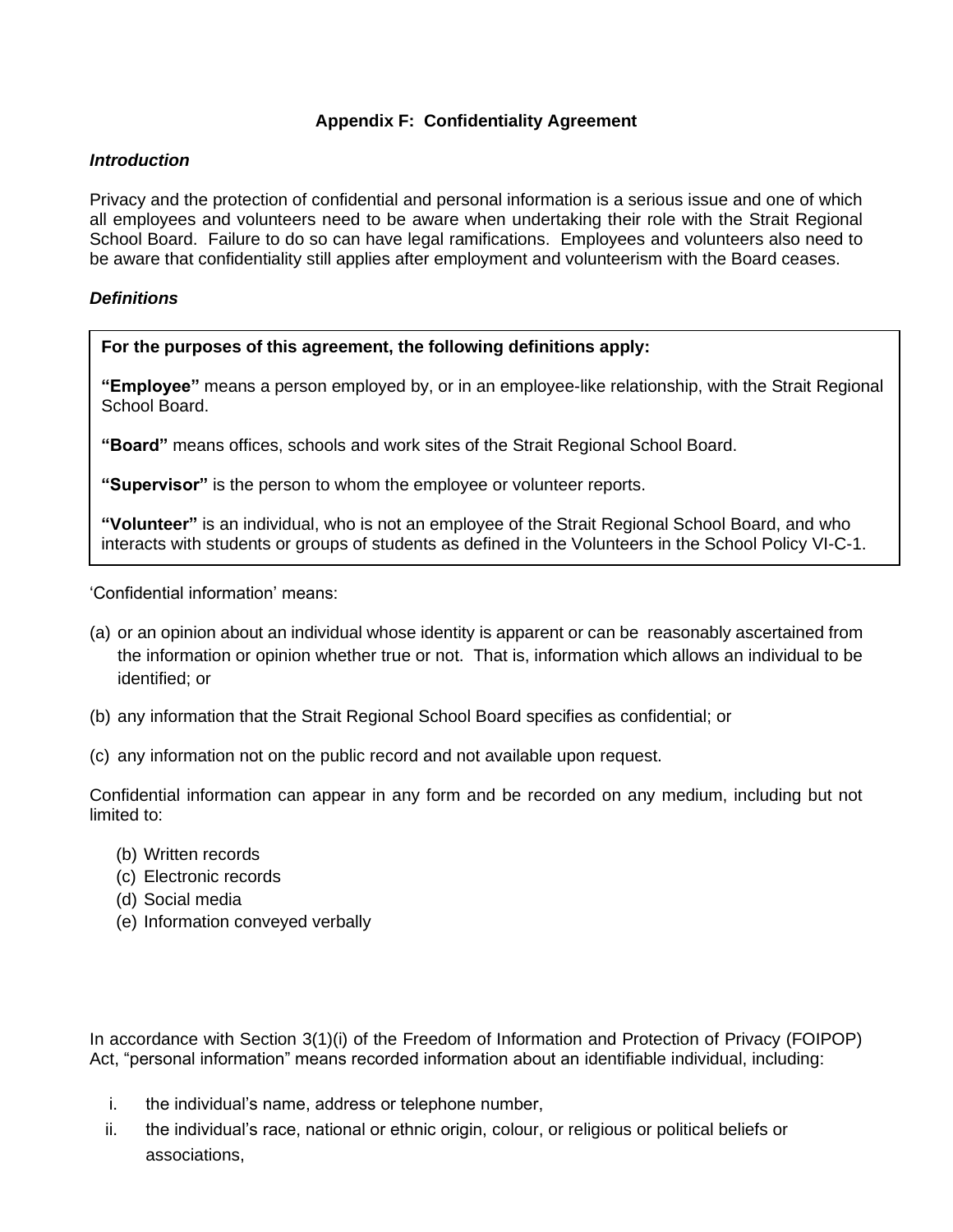**Appendix F: Confidentiality Agreement**

***Introduction***

Privacy and the protection of confidential and personal information is a serious issue and one of which all employees and volunteers need to be aware when undertaking their role with the Strait Regional School Board. Failure to do so can have legal ramifications. Employees and volunteers also need to be aware that confidentiality still applies after employment and volunteerism with the Board ceases.

***Definitions***

**For the purposes of this agreement, the following definitions apply:**

**"Employee"** means a person employed by, or in an employee-like relationship, with the Strait Regional School Board.

**"Board"** means offices, schools and work sites of the Strait Regional School Board.

**"Supervisor"** is the person to whom the employee or volunteer reports.

**"Volunteer"** is an individual, who is not an employee of the Strait Regional School Board, and who interacts with students or groups of students as defined in the Volunteers in the School Policy VI-C-1.

'Confidential information' means:

(a) or an opinion about an individual whose identity is apparent or can be reasonably ascertained from the information or opinion whether true or not. That is, information which allows an individual to be identified; or

(b) any information that the Strait Regional School Board specifies as confidential; or

(c) any information not on the public record and not available upon request.

Confidential information can appear in any form and be recorded on any medium, including but not limited to:

(b) Written records
(c) Electronic records
(d) Social media
(e) Information conveyed verbally

In accordance with Section 3(1)(i) of the Freedom of Information and Protection of Privacy (FOIPOP) Act, "personal information" means recorded information about an identifiable individual, including:

i. the individual's name, address or telephone number,
ii. the individual's race, national or ethnic origin, colour, or religious or political beliefs or associations,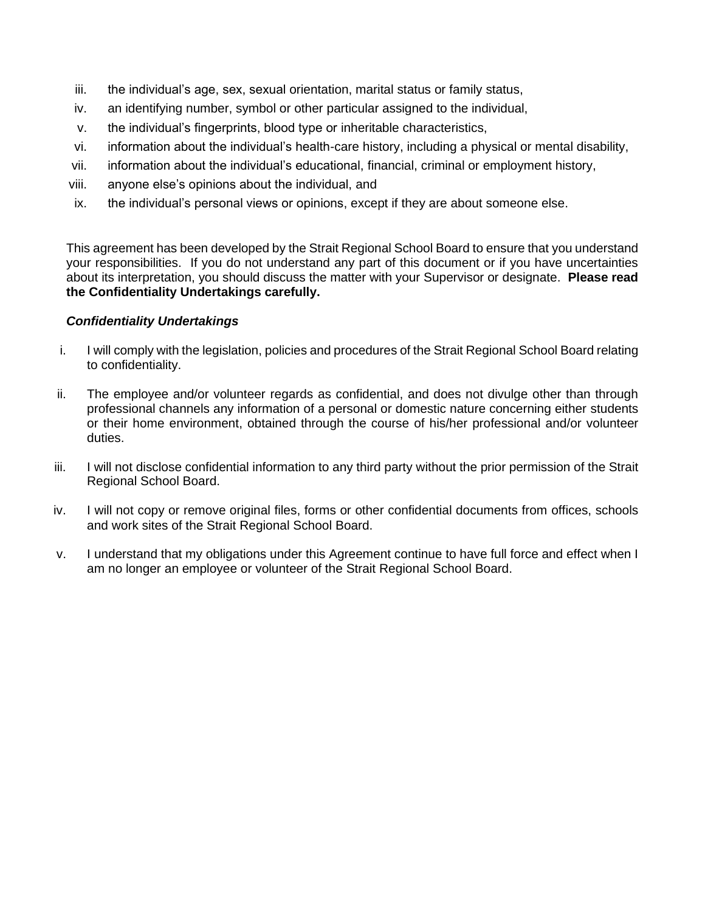iii. the individual's age, sex, sexual orientation, marital status or family status,
iv. an identifying number, symbol or other particular assigned to the individual,
v. the individual's fingerprints, blood type or inheritable characteristics,
vi. information about the individual's health-care history, including a physical or mental disability,
vii. information about the individual's educational, financial, criminal or employment history,
viii. anyone else's opinions about the individual, and
ix. the individual's personal views or opinions, except if they are about someone else.

This agreement has been developed by the Strait Regional School Board to ensure that you understand your responsibilities. If you do not understand any part of this document or if you have uncertainties about its interpretation, you should discuss the matter with your Supervisor or designate. **Please read the Confidentiality Undertakings carefully.**

***Confidentiality Undertakings***

i. I will comply with the legislation, policies and procedures of the Strait Regional School Board relating to confidentiality.

ii. The employee and/or volunteer regards as confidential, and does not divulge other than through professional channels any information of a personal or domestic nature concerning either students or their home environment, obtained through the course of his/her professional and/or volunteer duties.

iii. I will not disclose confidential information to any third party without the prior permission of the Strait Regional School Board.

iv. I will not copy or remove original files, forms or other confidential documents from offices, schools and work sites of the Strait Regional School Board.

v. I understand that my obligations under this Agreement continue to have full force and effect when I am no longer an employee or volunteer of the Strait Regional School Board.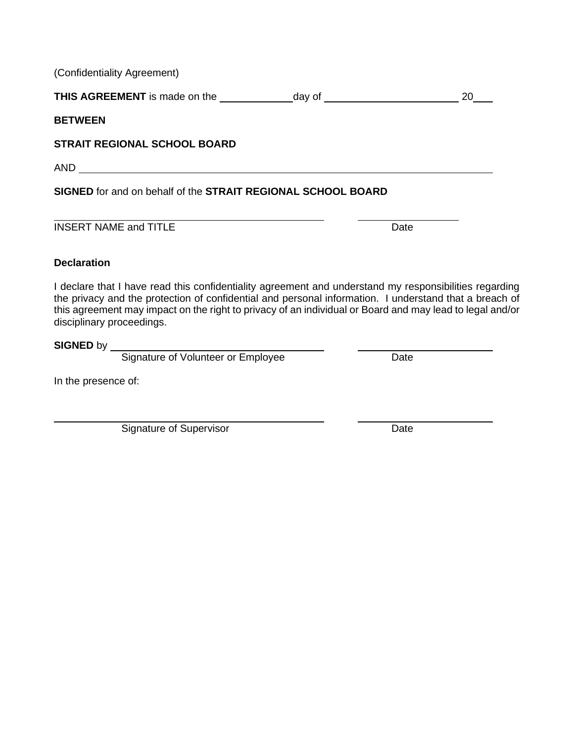(Confidentiality Agreement)

**THIS AGREEMENT** is made on the ____________ day of ________________________ 20___

**BETWEEN**

**STRAIT REGIONAL SCHOOL BOARD**

AND ________________________________________________________________________

**SIGNED** for and on behalf of the **STRAIT REGIONAL SCHOOL BOARD**

_____________________________________________ __________________

INSERT NAME and TITLE Date

**Declaration**

I declare that I have read this confidentiality agreement and understand my responsibilities regarding the privacy and the protection of confidential and personal information. I understand that a breach of this agreement may impact on the right to privacy of an individual or Board and may lead to legal and/or disciplinary proceedings.

**SIGNED** by _____________________________________ ________________________

Signature of Volunteer or Employee Date

In the presence of:

_____________________________________________ ________________________

Signature of Supervisor Date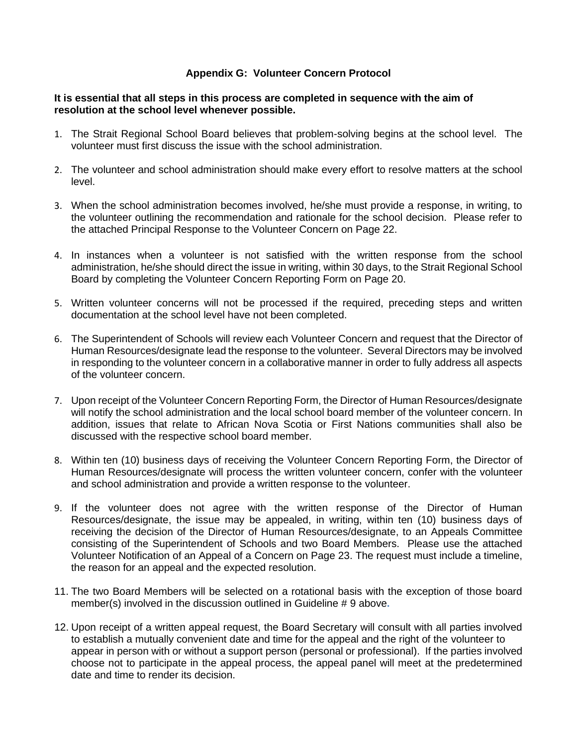### Appendix G: Volunteer Concern Protocol

**It is essential that all steps in this process are completed in sequence with the aim of resolution at the school level whenever possible.**

1. The Strait Regional School Board believes that problem-solving begins at the school level. The volunteer must first discuss the issue with the school administration.

2. The volunteer and school administration should make every effort to resolve matters at the school level.

3. When the school administration becomes involved, he/she must provide a response, in writing, to the volunteer outlining the recommendation and rationale for the school decision. Please refer to the attached Principal Response to the Volunteer Concern on Page 22.

4. In instances when a volunteer is not satisfied with the written response from the school administration, he/she should direct the issue in writing, within 30 days, to the Strait Regional School Board by completing the Volunteer Concern Reporting Form on Page 20.

5. Written volunteer concerns will not be processed if the required, preceding steps and written documentation at the school level have not been completed.

6. The Superintendent of Schools will review each Volunteer Concern and request that the Director of Human Resources/designate lead the response to the volunteer. Several Directors may be involved in responding to the volunteer concern in a collaborative manner in order to fully address all aspects of the volunteer concern.

7. Upon receipt of the Volunteer Concern Reporting Form, the Director of Human Resources/designate will notify the school administration and the local school board member of the volunteer concern. In addition, issues that relate to African Nova Scotia or First Nations communities shall also be discussed with the respective school board member.

8. Within ten (10) business days of receiving the Volunteer Concern Reporting Form, the Director of Human Resources/designate will process the written volunteer concern, confer with the volunteer and school administration and provide a written response to the volunteer.

9. If the volunteer does not agree with the written response of the Director of Human Resources/designate, the issue may be appealed, in writing, within ten (10) business days of receiving the decision of the Director of Human Resources/designate, to an Appeals Committee consisting of the Superintendent of Schools and two Board Members. Please use the attached Volunteer Notification of an Appeal of a Concern on Page 23. The request must include a timeline, the reason for an appeal and the expected resolution.

11. The two Board Members will be selected on a rotational basis with the exception of those board member(s) involved in the discussion outlined in Guideline # 9 above.

12. Upon receipt of a written appeal request, the Board Secretary will consult with all parties involved to establish a mutually convenient date and time for the appeal and the right of the volunteer to appear in person with or without a support person (personal or professional). If the parties involved choose not to participate in the appeal process, the appeal panel will meet at the predetermined date and time to render its decision.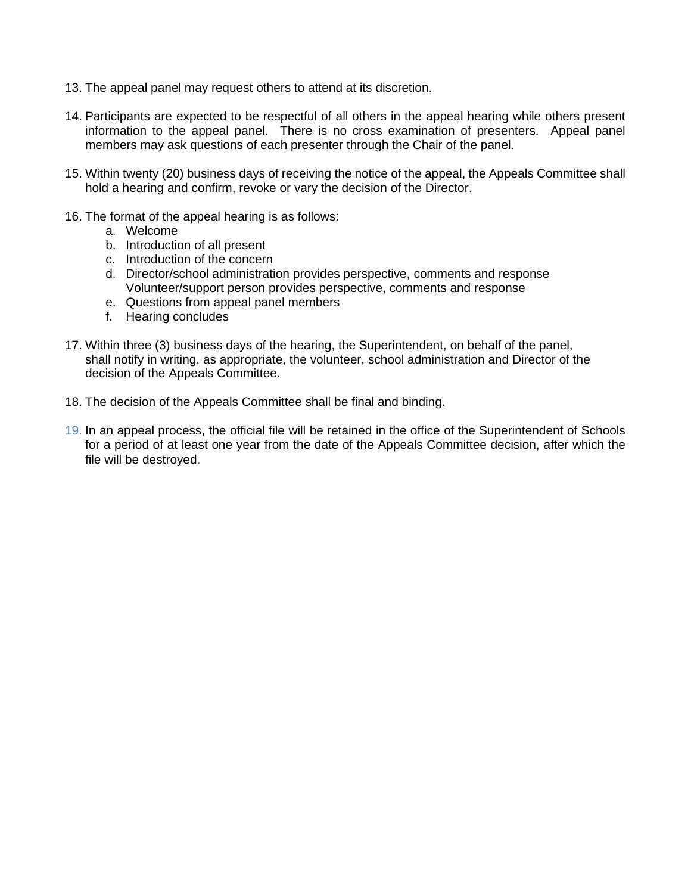13. The appeal panel may request others to attend at its discretion.

14. Participants are expected to be respectful of all others in the appeal hearing while others present information to the appeal panel. There is no cross examination of presenters. Appeal panel members may ask questions of each presenter through the Chair of the panel.

15. Within twenty (20) business days of receiving the notice of the appeal, the Appeals Committee shall hold a hearing and confirm, revoke or vary the decision of the Director.

16. The format of the appeal hearing is as follows:
    a. Welcome
    b. Introduction of all present
    c. Introduction of the concern
    d. Director/school administration provides perspective, comments and response
       Volunteer/support person provides perspective, comments and response
    e. Questions from appeal panel members
    f. Hearing concludes

17. Within three (3) business days of the hearing, the Superintendent, on behalf of the panel, shall notify in writing, as appropriate, the volunteer, school administration and Director of the decision of the Appeals Committee.

18. The decision of the Appeals Committee shall be final and binding.

19. In an appeal process, the official file will be retained in the office of the Superintendent of Schools for a period of at least one year from the date of the Appeals Committee decision, after which the file will be destroyed.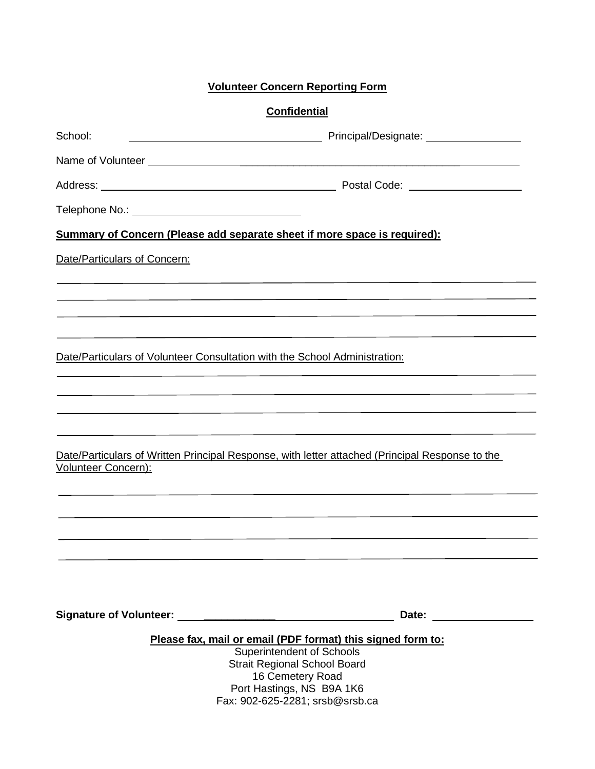**Volunteer Concern Reporting Form**

**Confidential**

School: \_\_\_\_\_\_\_\_\_\_\_\_\_\_\_\_\_\_\_\_\_\_\_\_\_\_\_\_\_\_ Principal/Designate: \_\_\_\_\_\_\_\_\_\_\_\_\_\_\_\_

Name of Volunteer \_\_\_\_\_\_\_\_\_\_\_\_\_\_\_\_\_\_\_\_\_\_\_\_\_\_\_\_\_\_\_\_\_\_\_\_\_\_\_\_\_\_\_\_\_\_\_\_\_\_\_\_\_\_\_\_

Address: \_\_\_\_\_\_\_\_\_\_\_\_\_\_\_\_\_\_\_\_\_\_\_\_\_\_\_\_\_\_\_\_\_\_\_\_ Postal Code: \_\_\_\_\_\_\_\_\_\_\_\_\_\_\_\_\_\_

Telephone No.: \_\_\_\_\_\_\_\_\_\_\_\_\_\_\_\_\_\_\_\_\_\_\_\_\_\_

**Summary of Concern (Please add separate sheet if more space is required):**

Date/Particulars of Concern:

\_\_\_\_\_\_\_\_\_\_\_\_\_\_\_\_\_\_\_\_\_\_\_\_\_\_\_\_\_\_\_\_\_\_\_\_\_\_\_\_\_\_\_\_\_\_\_\_\_\_\_\_\_\_\_\_\_\_\_\_\_\_\_\_\_\_\_\_\_\_

\_\_\_\_\_\_\_\_\_\_\_\_\_\_\_\_\_\_\_\_\_\_\_\_\_\_\_\_\_\_\_\_\_\_\_\_\_\_\_\_\_\_\_\_\_\_\_\_\_\_\_\_\_\_\_\_\_\_\_\_\_\_\_\_\_\_\_\_\_\_

\_\_\_\_\_\_\_\_\_\_\_\_\_\_\_\_\_\_\_\_\_\_\_\_\_\_\_\_\_\_\_\_\_\_\_\_\_\_\_\_\_\_\_\_\_\_\_\_\_\_\_\_\_\_\_\_\_\_\_\_\_\_\_\_\_\_\_\_\_\_

\_\_\_\_\_\_\_\_\_\_\_\_\_\_\_\_\_\_\_\_\_\_\_\_\_\_\_\_\_\_\_\_\_\_\_\_\_\_\_\_\_\_\_\_\_\_\_\_\_\_\_\_\_\_\_\_\_\_\_\_\_\_\_\_\_\_\_\_\_\_

Date/Particulars of Volunteer Consultation with the School Administration:

\_\_\_\_\_\_\_\_\_\_\_\_\_\_\_\_\_\_\_\_\_\_\_\_\_\_\_\_\_\_\_\_\_\_\_\_\_\_\_\_\_\_\_\_\_\_\_\_\_\_\_\_\_\_\_\_\_\_\_\_\_\_\_\_\_\_\_\_\_\_

\_\_\_\_\_\_\_\_\_\_\_\_\_\_\_\_\_\_\_\_\_\_\_\_\_\_\_\_\_\_\_\_\_\_\_\_\_\_\_\_\_\_\_\_\_\_\_\_\_\_\_\_\_\_\_\_\_\_\_\_\_\_\_\_\_\_\_\_\_\_

\_\_\_\_\_\_\_\_\_\_\_\_\_\_\_\_\_\_\_\_\_\_\_\_\_\_\_\_\_\_\_\_\_\_\_\_\_\_\_\_\_\_\_\_\_\_\_\_\_\_\_\_\_\_\_\_\_\_\_\_\_\_\_\_\_\_\_\_\_\_

\_\_\_\_\_\_\_\_\_\_\_\_\_\_\_\_\_\_\_\_\_\_\_\_\_\_\_\_\_\_\_\_\_\_\_\_\_\_\_\_\_\_\_\_\_\_\_\_\_\_\_\_\_\_\_\_\_\_\_\_\_\_\_\_\_\_\_\_\_\_

Date/Particulars of Written Principal Response, with letter attached (Principal Response to the Volunteer Concern):

\_\_\_\_\_\_\_\_\_\_\_\_\_\_\_\_\_\_\_\_\_\_\_\_\_\_\_\_\_\_\_\_\_\_\_\_\_\_\_\_\_\_\_\_\_\_\_\_\_\_\_\_\_\_\_\_\_\_\_\_\_\_\_\_\_\_\_\_\_\_

\_\_\_\_\_\_\_\_\_\_\_\_\_\_\_\_\_\_\_\_\_\_\_\_\_\_\_\_\_\_\_\_\_\_\_\_\_\_\_\_\_\_\_\_\_\_\_\_\_\_\_\_\_\_\_\_\_\_\_\_\_\_\_\_\_\_\_\_\_\_

\_\_\_\_\_\_\_\_\_\_\_\_\_\_\_\_\_\_\_\_\_\_\_\_\_\_\_\_\_\_\_\_\_\_\_\_\_\_\_\_\_\_\_\_\_\_\_\_\_\_\_\_\_\_\_\_\_\_\_\_\_\_\_\_\_\_\_\_\_\_

\_\_\_\_\_\_\_\_\_\_\_\_\_\_\_\_\_\_\_\_\_\_\_\_\_\_\_\_\_\_\_\_\_\_\_\_\_\_\_\_\_\_\_\_\_\_\_\_\_\_\_\_\_\_\_\_\_\_\_\_\_\_\_\_\_\_\_\_\_\_

**Signature of Volunteer:** \_\_\_\_\_\_\_\_\_\_\_\_\_\_\_\_\_\_\_\_\_\_\_\_\_\_\_\_\_\_\_\_\_\_\_\_ **Date:** \_\_\_\_\_\_\_\_\_\_\_\_\_\_\_\_

**Please fax, mail or email (PDF format) this signed form to:**

Superintendent of Schools
Strait Regional School Board
16 Cemetery Road
Port Hastings, NS B9A 1K6
Fax: 902-625-2281; srsb@srsb.ca